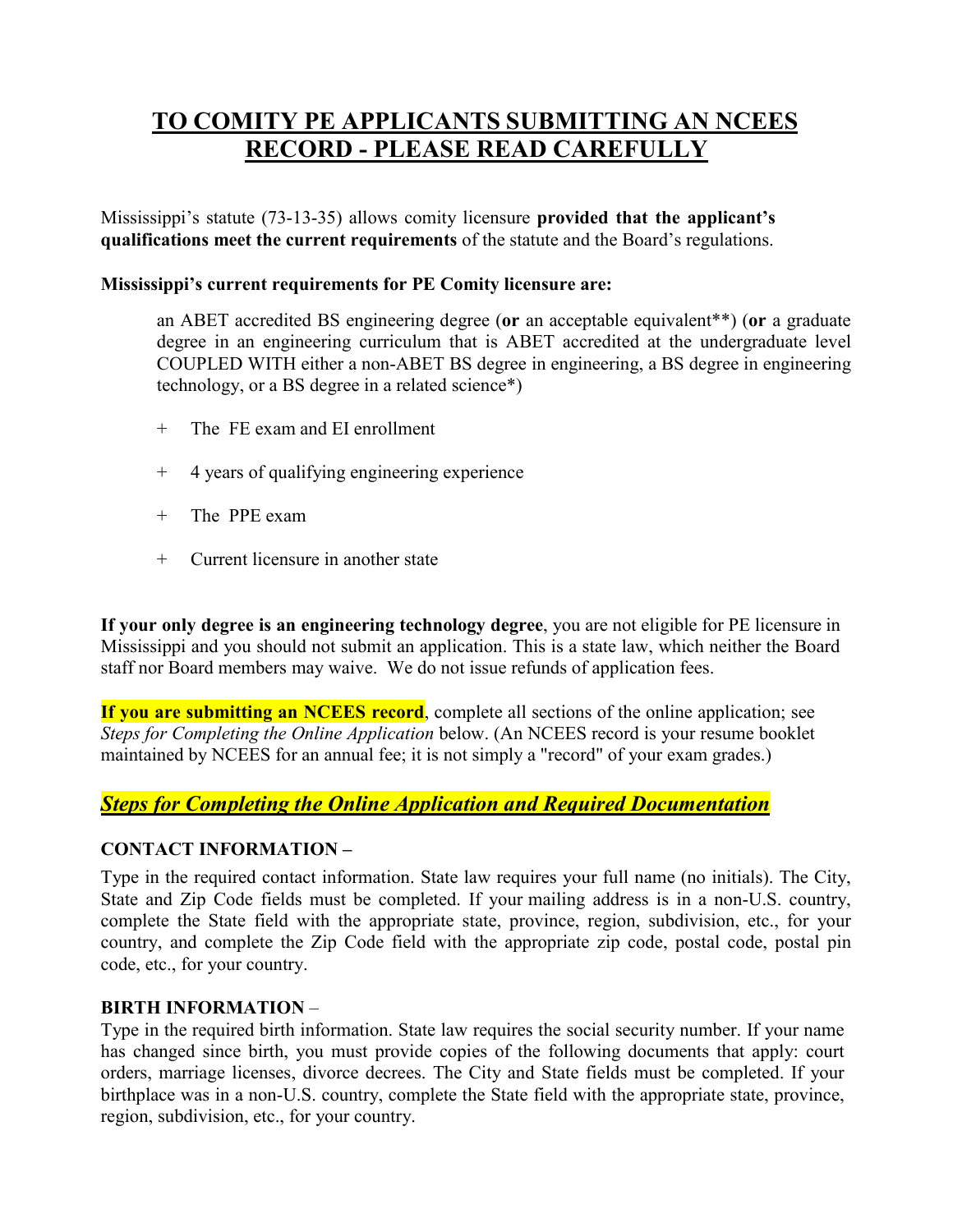# TO COMITY PE APPLICANTS SUBMITTING AN NCEES RECORD - PLEASE READ CAREFULLY

Mississippi's statute (73-13-35) allows comity licensure **provided that the applicant's qualifications meet the current requirements** of the statute and the Board's regulations.

**Mississippi's current requirements for PE Comity licensure are:**

> an ABET accredited BS engineering degree (**or** an acceptable equivalent**) (**or** a graduate degree in an engineering curriculum that is ABET accredited at the undergraduate level COUPLED WITH either a non-ABET BS degree in engineering, a BS degree in engineering technology, or a BS degree in a related science*)
>
> \+ The FE exam and EI enrollment
>
> \+ 4 years of qualifying engineering experience
>
> \+ The PPE exam
>
> \+ Current licensure in another state

**If your only degree is an engineering technology degree**, you are not eligible for PE licensure in Mississippi and you should not submit an application. This is a state law, which neither the Board staff nor Board members may waive. We do not issue refunds of application fees.

**If you are submitting an NCEES record**, complete all sections of the online application; see *Steps for Completing the Online Application* below. (An NCEES record is your resume booklet maintained by NCEES for an annual fee; it is not simply a "record" of your exam grades.)

## ***Steps for Completing the Online Application and Required Documentation***

**CONTACT INFORMATION –**

Type in the required contact information. State law requires your full name (no initials). The City, State and Zip Code fields must be completed. If your mailing address is in a non-U.S. country, complete the State field with the appropriate state, province, region, subdivision, etc., for your country, and complete the Zip Code field with the appropriate zip code, postal code, postal pin code, etc., for your country.

**BIRTH INFORMATION** –

Type in the required birth information. State law requires the social security number. If your name has changed since birth, you must provide copies of the following documents that apply: court orders, marriage licenses, divorce decrees. The City and State fields must be completed. If your birthplace was in a non-U.S. country, complete the State field with the appropriate state, province, region, subdivision, etc., for your country.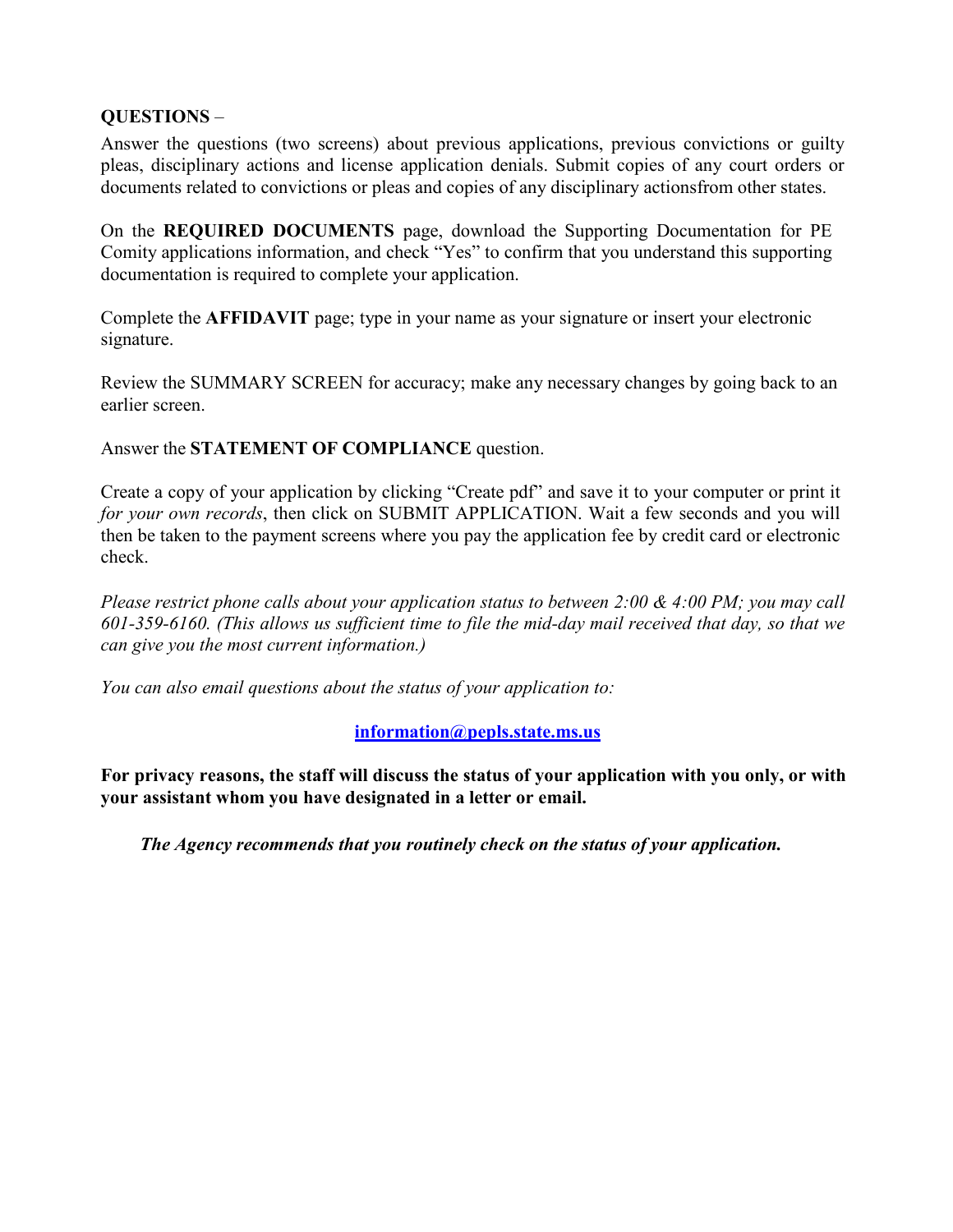**QUESTIONS** –

Answer the questions (two screens) about previous applications, previous convictions or guilty pleas, disciplinary actions and license application denials. Submit copies of any court orders or documents related to convictions or pleas and copies of any disciplinary actionsfrom other states.

On the **REQUIRED DOCUMENTS** page, download the Supporting Documentation for PE Comity applications information, and check "Yes" to confirm that you understand this supporting documentation is required to complete your application.

Complete the **AFFIDAVIT** page; type in your name as your signature or insert your electronic signature.

Review the SUMMARY SCREEN for accuracy; make any necessary changes by going back to an earlier screen.

Answer the **STATEMENT OF COMPLIANCE** question.

Create a copy of your application by clicking "Create pdf" and save it to your computer or print it *for your own records*, then click on SUBMIT APPLICATION. Wait a few seconds and you will then be taken to the payment screens where you pay the application fee by credit card or electronic check.

*Please restrict phone calls about your application status to between 2:00 & 4:00 PM; you may call 601-359-6160. (This allows us sufficient time to file the mid-day mail received that day, so that we can give you the most current information.)*

*You can also email questions about the status of your application to:*

**information@pepls.state.ms.us**

**For privacy reasons, the staff will discuss the status of your application with you only, or with your assistant whom you have designated in a letter or email.**

***The Agency recommends that you routinely check on the status of your application.***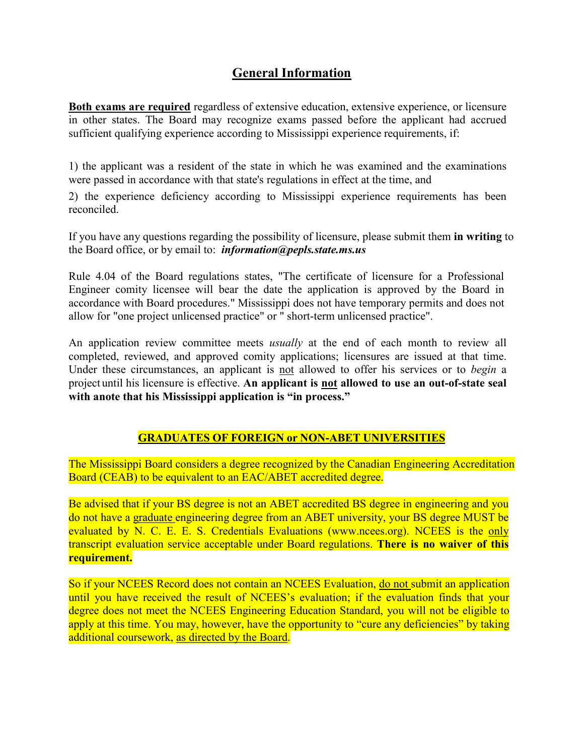## General Information

**Both exams are required** regardless of extensive education, extensive experience, or licensure in other states. The Board may recognize exams passed before the applicant had accrued sufficient qualifying experience according to Mississippi experience requirements, if:

1) the applicant was a resident of the state in which he was examined and the examinations were passed in accordance with that state's regulations in effect at the time, and

2) the experience deficiency according to Mississippi experience requirements has been reconciled.

If you have any questions regarding the possibility of licensure, please submit them **in writing** to the Board office, or by email to: ***information@pepls.state.ms.us***

Rule 4.04 of the Board regulations states, "The certificate of licensure for a Professional Engineer comity licensee will bear the date the application is approved by the Board in accordance with Board procedures." Mississippi does not have temporary permits and does not allow for "one project unlicensed practice" or " short-term unlicensed practice".

An application review committee meets *usually* at the end of each month to review all completed, reviewed, and approved comity applications; licensures are issued at that time. Under these circumstances, an applicant is not allowed to offer his services or to *begin* a project until his licensure is effective. **An applicant is not allowed to use an out-of-state seal with anote that his Mississippi application is "in process."**

### GRADUATES OF FOREIGN or NON-ABET UNIVERSITIES

The Mississippi Board considers a degree recognized by the Canadian Engineering Accreditation Board (CEAB) to be equivalent to an EAC/ABET accredited degree.

Be advised that if your BS degree is not an ABET accredited BS degree in engineering and you do not have a graduate engineering degree from an ABET university, your BS degree MUST be evaluated by N. C. E. E. S. Credentials Evaluations (www.ncees.org). NCEES is the only transcript evaluation service acceptable under Board regulations. **There is no waiver of this requirement.**

So if your NCEES Record does not contain an NCEES Evaluation, do not submit an application until you have received the result of NCEES's evaluation; if the evaluation finds that your degree does not meet the NCEES Engineering Education Standard, you will not be eligible to apply at this time. You may, however, have the opportunity to "cure any deficiencies" by taking additional coursework, as directed by the Board.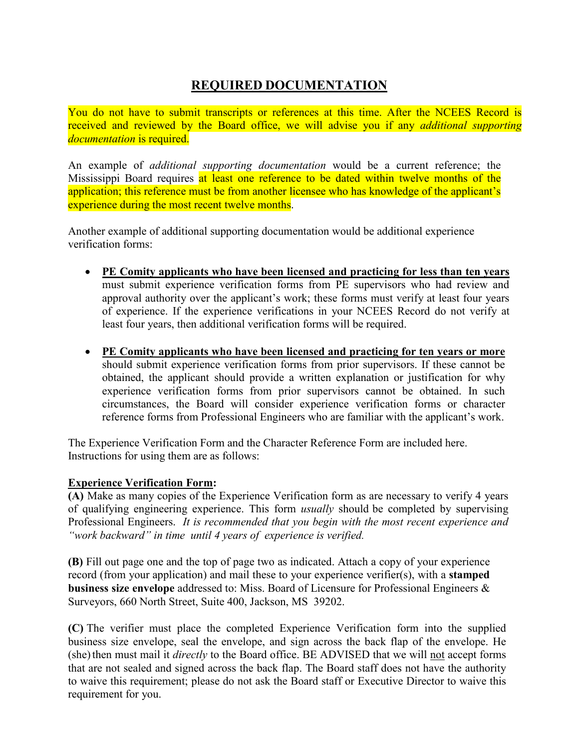# **REQUIRED DOCUMENTATION**

You do not have to submit transcripts or references at this time. After the NCEES Record is received and reviewed by the Board office, we will advise you if any *additional supporting documentation* is required.

An example of *additional supporting documentation* would be a current reference; the Mississippi Board requires at least one reference to be dated within twelve months of the application; this reference must be from another licensee who has knowledge of the applicant's experience during the most recent twelve months.

Another example of additional supporting documentation would be additional experience verification forms:

- **PE Comity applicants who have been licensed and practicing for less than ten years** must submit experience verification forms from PE supervisors who had review and approval authority over the applicant's work; these forms must verify at least four years of experience. If the experience verifications in your NCEES Record do not verify at least four years, then additional verification forms will be required.

- **PE Comity applicants who have been licensed and practicing for ten years or more** should submit experience verification forms from prior supervisors. If these cannot be obtained, the applicant should provide a written explanation or justification for why experience verification forms from prior supervisors cannot be obtained. In such circumstances, the Board will consider experience verification forms or character reference forms from Professional Engineers who are familiar with the applicant's work.

The Experience Verification Form and the Character Reference Form are included here. Instructions for using them are as follows:

**Experience Verification Form:**

**(A)** Make as many copies of the Experience Verification form as are necessary to verify 4 years of qualifying engineering experience. This form *usually* should be completed by supervising Professional Engineers. *It is recommended that you begin with the most recent experience and "work backward" in time until 4 years of experience is verified.*

**(B)** Fill out page one and the top of page two as indicated. Attach a copy of your experience record (from your application) and mail these to your experience verifier(s), with a **stamped business size envelope** addressed to: Miss. Board of Licensure for Professional Engineers & Surveyors, 660 North Street, Suite 400, Jackson, MS 39202.

**(C)** The verifier must place the completed Experience Verification form into the supplied business size envelope, seal the envelope, and sign across the back flap of the envelope. He (she) then must mail it *directly* to the Board office. BE ADVISED that we will not accept forms that are not sealed and signed across the back flap. The Board staff does not have the authority to waive this requirement; please do not ask the Board staff or Executive Director to waive this requirement for you.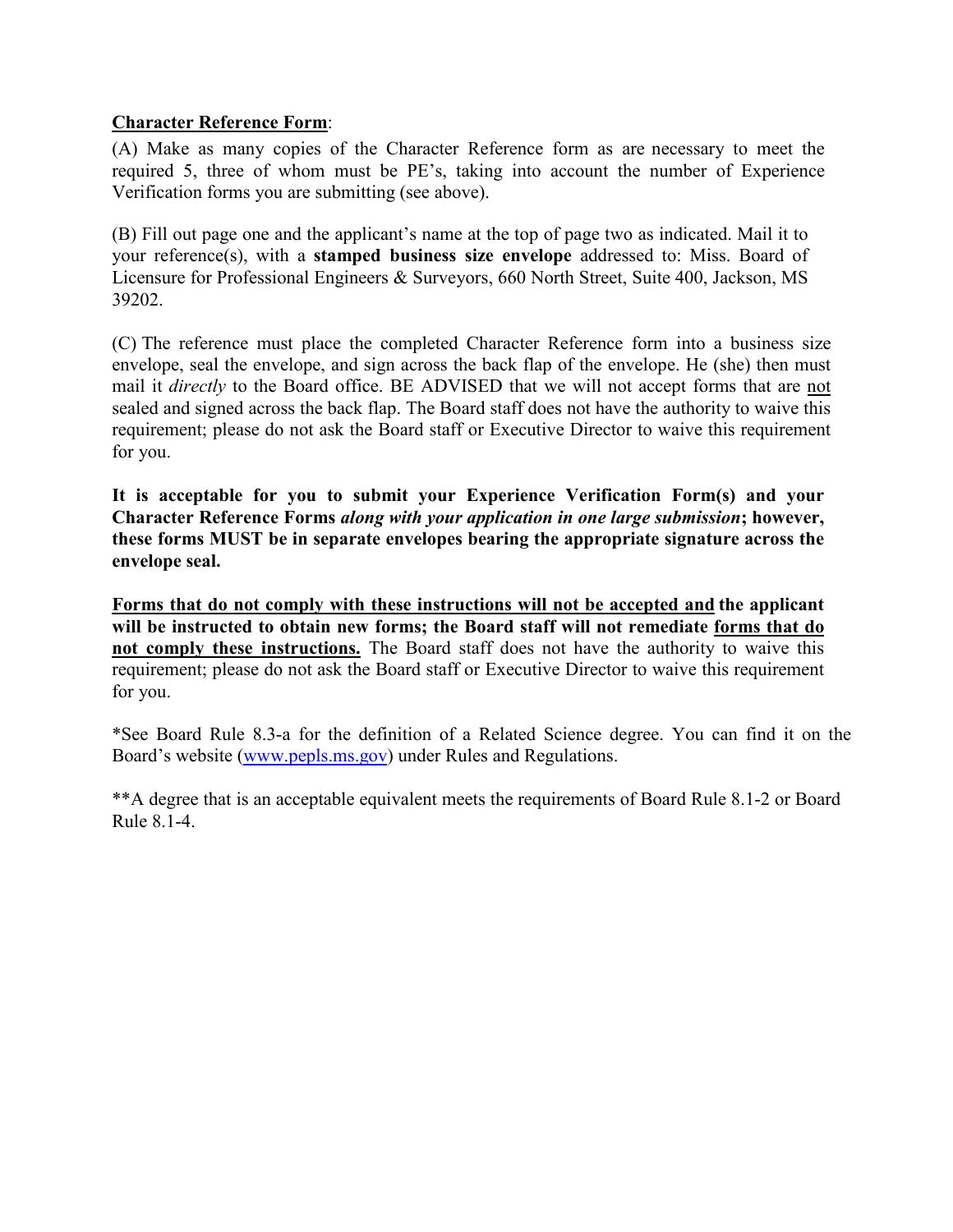**<u>Character Reference Form</u>**:

(A) Make as many copies of the Character Reference form as are necessary to meet the required 5, three of whom must be PE's, taking into account the number of Experience Verification forms you are submitting (see above).

(B) Fill out page one and the applicant's name at the top of page two as indicated. Mail it to your reference(s), with a **stamped business size envelope** addressed to: Miss. Board of Licensure for Professional Engineers & Surveyors, 660 North Street, Suite 400, Jackson, MS 39202.

(C) The reference must place the completed Character Reference form into a business size envelope, seal the envelope, and sign across the back flap of the envelope. He (she) then must mail it *directly* to the Board office. BE ADVISED that we will not accept forms that are <u>not</u> sealed and signed across the back flap. The Board staff does not have the authority to waive this requirement; please do not ask the Board staff or Executive Director to waive this requirement for you.

**It is acceptable for you to submit your Experience Verification Form(s) and your Character Reference Forms *along with your application in one large submission*; however, these forms MUST be in separate envelopes bearing the appropriate signature across the envelope seal.**

**<u>Forms that do not comply with these instructions will not be accepted and</u> the applicant will be instructed to obtain new forms; the Board staff will not remediate <u>forms that do not comply these instructions.</u>** The Board staff does not have the authority to waive this requirement; please do not ask the Board staff or Executive Director to waive this requirement for you.

*See Board Rule 8.3-a for the definition of a Related Science degree. You can find it on the Board's website ([www.pepls.ms.gov](http://www.pepls.ms.gov)) under Rules and Regulations.

**A degree that is an acceptable equivalent meets the requirements of Board Rule 8.1-2 or Board Rule 8.1-4.